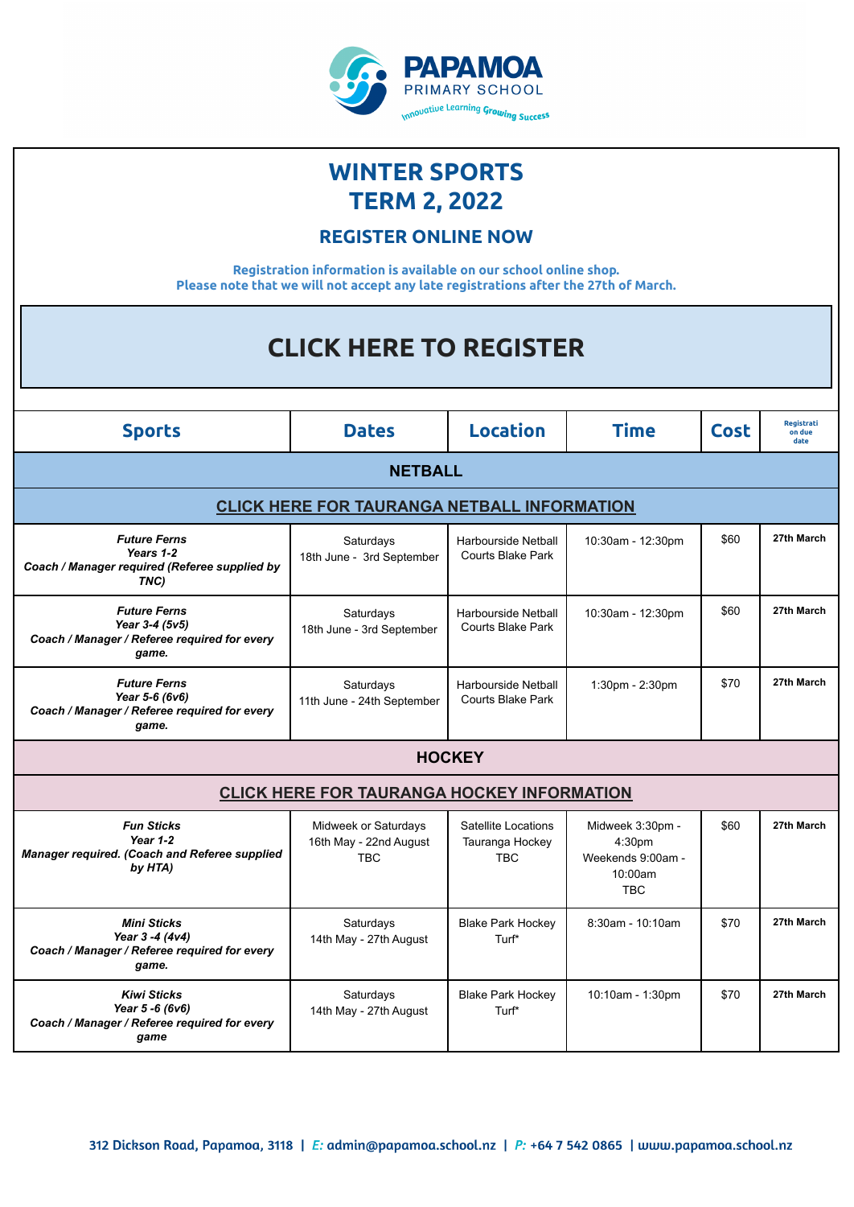PAPAMOA PRIMARY SCHOOL

Innovative Learning Growing Success

# WINTER SPORTS
# TERM 2, 2022

## REGISTER ONLINE NOW

**Registration information is available on our school online shop.**
**Please note that we will not accept any late registrations after the 27th of March.**

## CLICK HERE TO REGISTER

| Sports | Dates | Location | Time | Cost | Registration due date |
|---|---|---|---|---|---|
| **NETBALL** | | | | | |
| **CLICK HERE FOR TAURANGA NETBALL INFORMATION** | | | | | |
| ***Future Ferns*** ***Years 1-2*** ***Coach / Manager required (Referee supplied by TNC)*** | Saturdays 18th June - 3rd September | Harbourside Netball Courts Blake Park | 10:30am - 12:30pm | $60 | **27th March** |
| ***Future Ferns*** ***Year 3-4 (5v5)*** ***Coach / Manager / Referee required for every game.*** | Saturdays 18th June - 3rd September | Harbourside Netball Courts Blake Park | 10:30am - 12:30pm | $60 | **27th March** |
| ***Future Ferns*** ***Year 5-6 (6v6)*** ***Coach / Manager / Referee required for every game.*** | Saturdays 11th June - 24th September | Harbourside Netball Courts Blake Park | 1:30pm - 2:30pm | $70 | **27th March** |
| **HOCKEY** | | | | | |
| **CLICK HERE FOR TAURANGA HOCKEY INFORMATION** | | | | | |
| ***Fun Sticks*** ***Year 1-2*** ***Manager required. (Coach and Referee supplied by HTA)*** | Midweek or Saturdays 16th May - 22nd August TBC | Satellite Locations Tauranga Hockey TBC | Midweek 3:30pm - 4:30pm Weekends 9:00am - 10:00am TBC | $60 | **27th March** |
| ***Mini Sticks*** ***Year 3 -4 (4v4)*** ***Coach / Manager / Referee required for every game.*** | Saturdays 14th May - 27th August | Blake Park Hockey Turf* | 8:30am - 10:10am | $70 | **27th March** |
| ***Kiwi Sticks*** ***Year 5 -6 (6v6)*** ***Coach / Manager / Referee required for every game*** | Saturdays 14th May - 27th August | Blake Park Hockey Turf* | 10:10am - 1:30pm | $70 | **27th March** |

312 Dickson Road, Papamoa, 3118 | *E:* admin@papamoa.school.nz | *P:* +64 7 542 0865 | www.papamoa.school.nz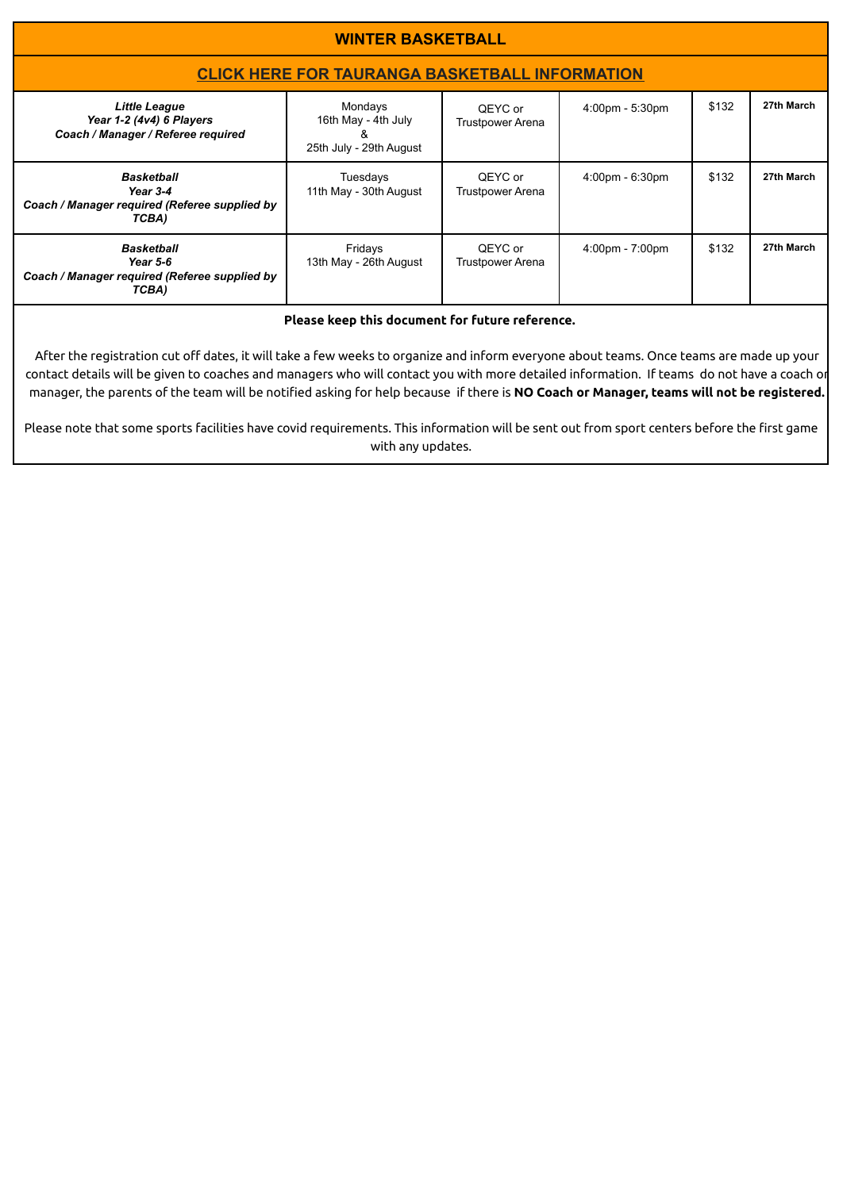## WINTER BASKETBALL

### CLICK HERE FOR TAURANGA BASKETBALL INFORMATION

| | | | | | |
|---|---|---|---|---|---|
| ***Little League***<br>***Year 1-2 (4v4) 6 Players***<br>***Coach / Manager / Referee required*** | Mondays<br>16th May - 4th July<br>&<br>25th July - 29th August | QEYC or Trustpower Arena | 4:00pm - 5:30pm | $132 | **27th March** |
| ***Basketball***<br>***Year 3-4***<br>***Coach / Manager required (Referee supplied by TCBA)*** | Tuesdays<br>11th May - 30th August | QEYC or Trustpower Arena | 4:00pm - 6:30pm | $132 | **27th March** |
| ***Basketball***<br>***Year 5-6***<br>***Coach / Manager required (Referee supplied by TCBA)*** | Fridays<br>13th May - 26th August | QEYC or Trustpower Arena | 4:00pm - 7:00pm | $132 | **27th March** |

**Please keep this document for future reference.**

After the registration cut off dates, it will take a few weeks to organize and inform everyone about teams. Once teams are made up your contact details will be given to coaches and managers who will contact you with more detailed information. If teams do not have a coach or manager, the parents of the team will be notified asking for help because if there is **NO Coach or Manager, teams will not be registered.**

Please note that some sports facilities have covid requirements. This information will be sent out from sport centers before the first game with any updates.